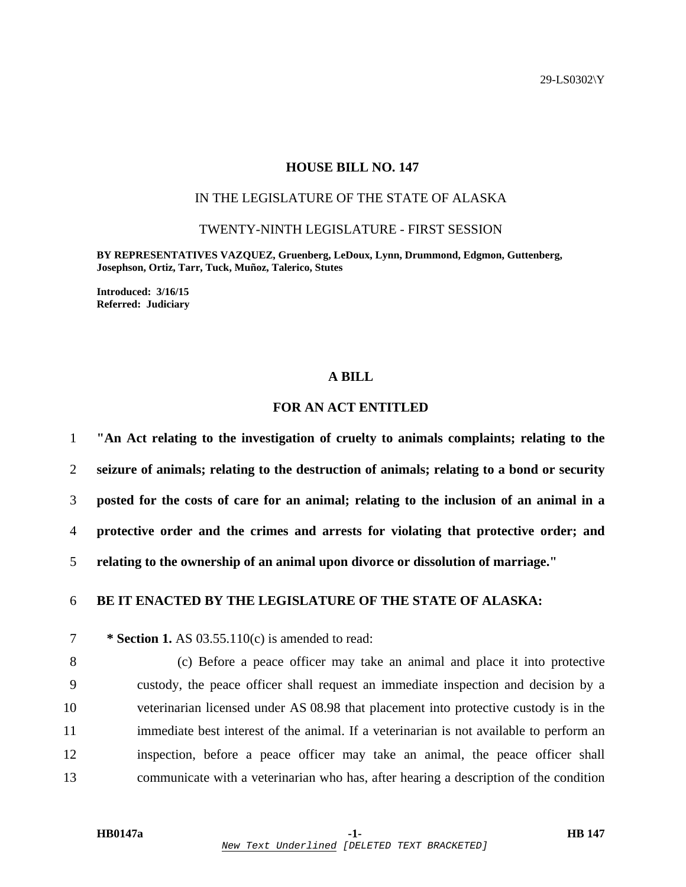29-LS0302\Y

# HOUSE BILL NO. 147

IN THE LEGISLATURE OF THE STATE OF ALASKA

TWENTY-NINTH LEGISLATURE - FIRST SESSION

**BY REPRESENTATIVES VAZQUEZ, Gruenberg, LeDoux, Lynn, Drummond, Edgmon, Guttenberg, Josephson, Ortiz, Tarr, Tuck, Muñoz, Talerico, Stutes**

**Introduced: 3/16/15**
**Referred: Judiciary**

## A BILL

## FOR AN ACT ENTITLED

1 **"An Act relating to the investigation of cruelty to animals complaints; relating to the**
2 **seizure of animals; relating to the destruction of animals; relating to a bond or security**
3 **posted for the costs of care for an animal; relating to the inclusion of an animal in a**
4 **protective order and the crimes and arrests for violating that protective order; and**
5 **relating to the ownership of an animal upon divorce or dissolution of marriage."**

6 **BE IT ENACTED BY THE LEGISLATURE OF THE STATE OF ALASKA:**

7 **\* Section 1.** AS 03.55.110(c) is amended to read:

8 (c) Before a peace officer may take an animal and place it into protective
9 custody, the peace officer shall request an immediate inspection and decision by a
10 veterinarian licensed under AS 08.98 that placement into protective custody is in the
11 immediate best interest of the animal. If a veterinarian is not available to perform an
12 inspection, before a peace officer may take an animal, the peace officer shall
13 communicate with a veterinarian who has, after hearing a description of the condition

HB0147a

*New Text Underlined* [DELETED TEXT BRACKETED]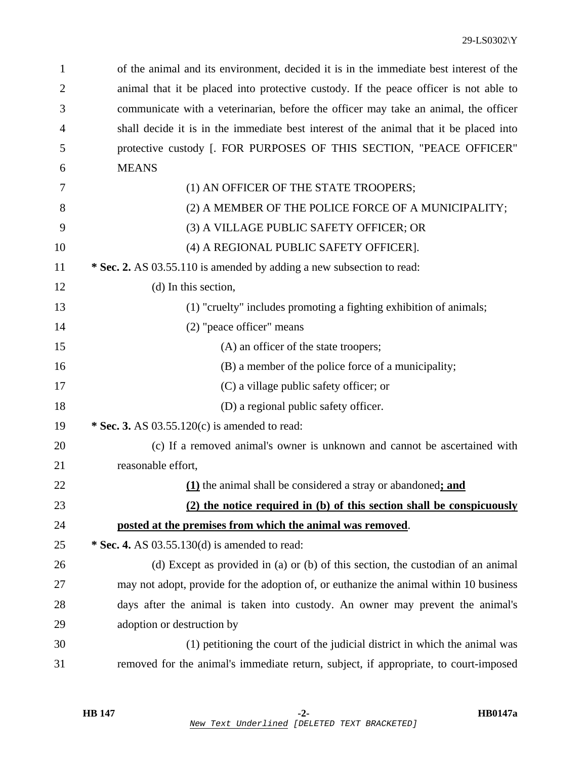of the animal and its environment, decided it is in the immediate best interest of the animal that it be placed into protective custody. If the peace officer is not able to communicate with a veterinarian, before the officer may take an animal, the officer shall decide it is in the immediate best interest of the animal that it be placed into protective custody [. FOR PURPOSES OF THIS SECTION, "PEACE OFFICER" MEANS

(1) AN OFFICER OF THE STATE TROOPERS;

(2) A MEMBER OF THE POLICE FORCE OF A MUNICIPALITY;

(3) A VILLAGE PUBLIC SAFETY OFFICER; OR

(4) A REGIONAL PUBLIC SAFETY OFFICER].

**\* Sec. 2.** AS 03.55.110 is amended by adding a new subsection to read:

(d) In this section,

(1) "cruelty" includes promoting a fighting exhibition of animals;

(2) "peace officer" means

(A) an officer of the state troopers;

(B) a member of the police force of a municipality;

(C) a village public safety officer; or

(D) a regional public safety officer.

**\* Sec. 3.** AS 03.55.120(c) is amended to read:

(c) If a removed animal's owner is unknown and cannot be ascertained with reasonable effort,

<u>**(1)**</u> the animal shall be considered a stray or abandoned<u>**; and**</u>

<u>**(2) the notice required in (b) of this section shall be conspicuously posted at the premises from which the animal was removed**</u>.

**\* Sec. 4.** AS 03.55.130(d) is amended to read:

(d) Except as provided in (a) or (b) of this section, the custodian of an animal may not adopt, provide for the adoption of, or euthanize the animal within 10 business days after the animal is taken into custody. An owner may prevent the animal's adoption or destruction by

(1) petitioning the court of the judicial district in which the animal was removed for the animal's immediate return, subject, if appropriate, to court-imposed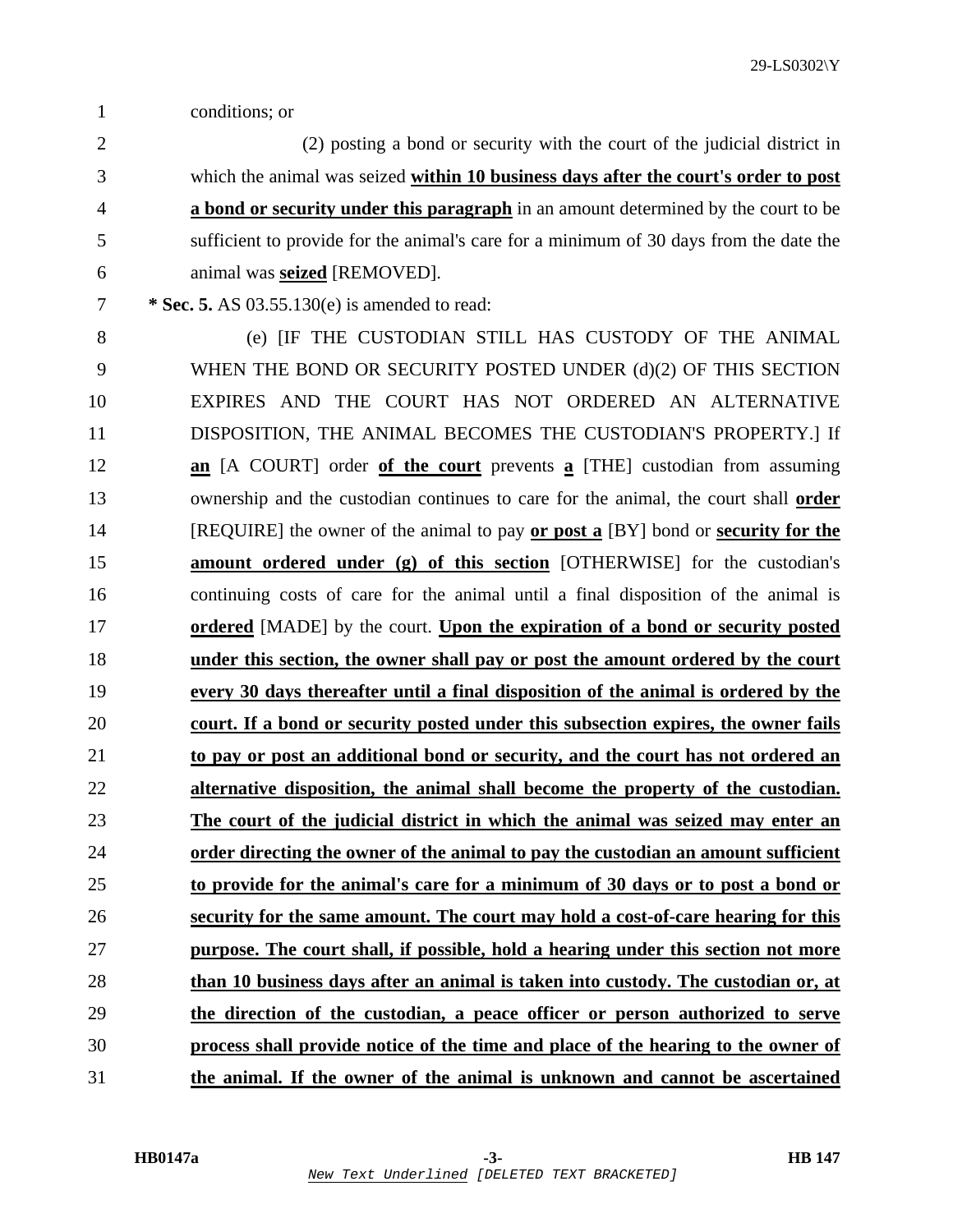conditions; or

(2) posting a bond or security with the court of the judicial district in which the animal was seized **within 10 business days after the court's order to post a bond or security under this paragraph** in an amount determined by the court to be sufficient to provide for the animal's care for a minimum of 30 days from the date the animal was **seized** [REMOVED].

**\* Sec. 5.** AS 03.55.130(e) is amended to read:

(e) [IF THE CUSTODIAN STILL HAS CUSTODY OF THE ANIMAL WHEN THE BOND OR SECURITY POSTED UNDER (d)(2) OF THIS SECTION EXPIRES AND THE COURT HAS NOT ORDERED AN ALTERNATIVE DISPOSITION, THE ANIMAL BECOMES THE CUSTODIAN'S PROPERTY.] If **an** [A COURT] order **of the court** prevents **a** [THE] custodian from assuming ownership and the custodian continues to care for the animal, the court shall **order** [REQUIRE] the owner of the animal to pay **or post a** [BY] bond or **security for the amount ordered under (g) of this section** [OTHERWISE] for the custodian's continuing costs of care for the animal until a final disposition of the animal is **ordered** [MADE] by the court. **Upon the expiration of a bond or security posted under this section, the owner shall pay or post the amount ordered by the court every 30 days thereafter until a final disposition of the animal is ordered by the court. If a bond or security posted under this subsection expires, the owner fails to pay or post an additional bond or security, and the court has not ordered an alternative disposition, the animal shall become the property of the custodian. The court of the judicial district in which the animal was seized may enter an order directing the owner of the animal to pay the custodian an amount sufficient to provide for the animal's care for a minimum of 30 days or to post a bond or security for the same amount. The court may hold a cost-of-care hearing for this purpose. The court shall, if possible, hold a hearing under this section not more than 10 business days after an animal is taken into custody. The custodian or, at the direction of the custodian, a peace officer or person authorized to serve process shall provide notice of the time and place of the hearing to the owner of the animal. If the owner of the animal is unknown and cannot be ascertained**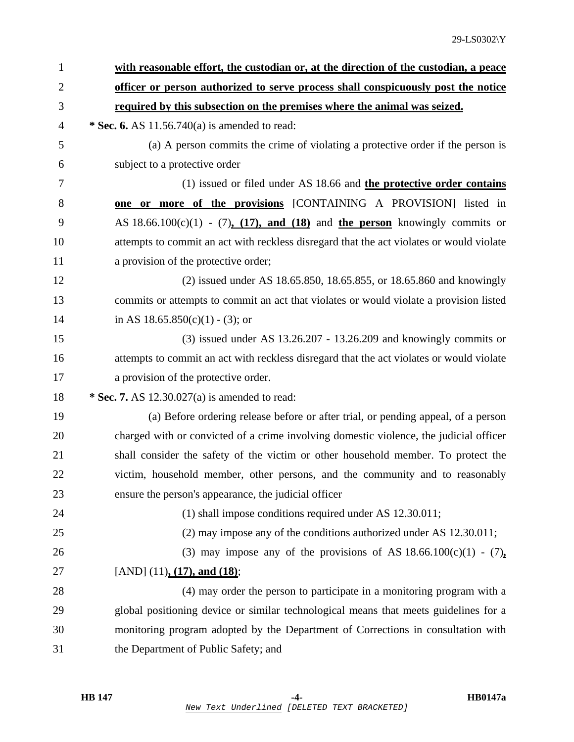**with reasonable effort, the custodian or, at the direction of the custodian, a peace officer or person authorized to serve process shall conspicuously post the notice required by this subsection on the premises where the animal was seized.**

**\* Sec. 6.** AS 11.56.740(a) is amended to read:

(a) A person commits the crime of violating a protective order if the person is subject to a protective order

(1) issued or filed under AS 18.66 and **the protective order contains one or more of the provisions** [CONTAINING A PROVISION] listed in AS 18.66.100(c)(1) - (7)**, (17), and (18)** and **the person** knowingly commits or attempts to commit an act with reckless disregard that the act violates or would violate a provision of the protective order;

(2) issued under AS 18.65.850, 18.65.855, or 18.65.860 and knowingly commits or attempts to commit an act that violates or would violate a provision listed in AS 18.65.850(c)(1) - (3); or

(3) issued under AS 13.26.207 - 13.26.209 and knowingly commits or attempts to commit an act with reckless disregard that the act violates or would violate a provision of the protective order.

**\* Sec. 7.** AS 12.30.027(a) is amended to read:

(a) Before ordering release before or after trial, or pending appeal, of a person charged with or convicted of a crime involving domestic violence, the judicial officer shall consider the safety of the victim or other household member. To protect the victim, household member, other persons, and the community and to reasonably ensure the person's appearance, the judicial officer

(1) shall impose conditions required under AS 12.30.011;

(2) may impose any of the conditions authorized under AS 12.30.011;

(3) may impose any of the provisions of AS 18.66.100(c)(1) - (7)**,** [AND] (11)**, (17), and (18)**;

(4) may order the person to participate in a monitoring program with a global positioning device or similar technological means that meets guidelines for a monitoring program adopted by the Department of Corrections in consultation with the Department of Public Safety; and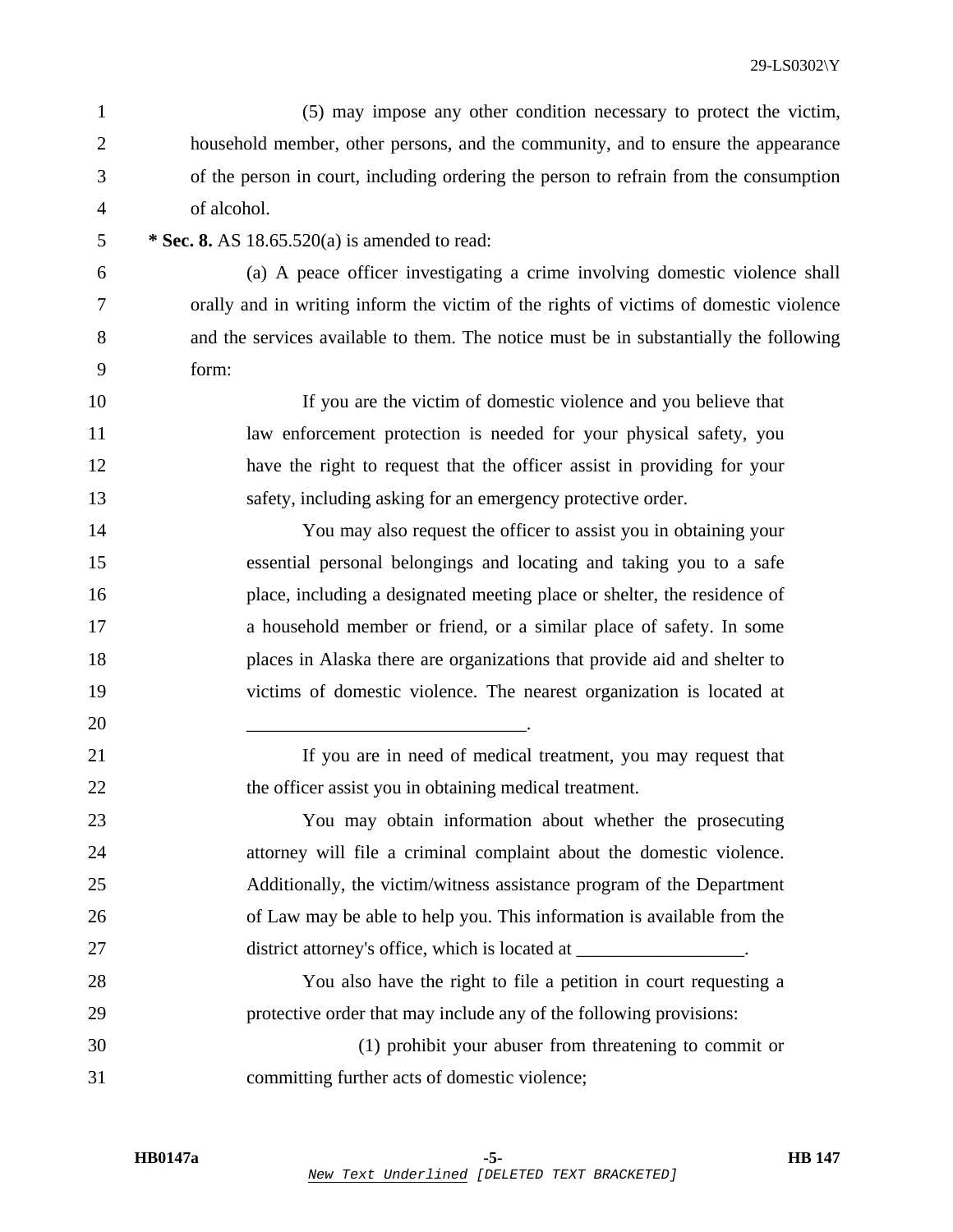(5) may impose any other condition necessary to protect the victim, household member, other persons, and the community, and to ensure the appearance of the person in court, including ordering the person to refrain from the consumption of alcohol.

**\* Sec. 8.** AS 18.65.520(a) is amended to read:

(a) A peace officer investigating a crime involving domestic violence shall orally and in writing inform the victim of the rights of victims of domestic violence and the services available to them. The notice must be in substantially the following form:

> If you are the victim of domestic violence and you believe that law enforcement protection is needed for your physical safety, you have the right to request that the officer assist in providing for your safety, including asking for an emergency protective order.
>
> You may also request the officer to assist you in obtaining your essential personal belongings and locating and taking you to a safe place, including a designated meeting place or shelter, the residence of a household member or friend, or a similar place of safety. In some places in Alaska there are organizations that provide aid and shelter to victims of domestic violence. The nearest organization is located at ______________________________.
>
> If you are in need of medical treatment, you may request that the officer assist you in obtaining medical treatment.
>
> You may obtain information about whether the prosecuting attorney will file a criminal complaint about the domestic violence. Additionally, the victim/witness assistance program of the Department of Law may be able to help you. This information is available from the district attorney's office, which is located at __________________.
>
> You also have the right to file a petition in court requesting a protective order that may include any of the following provisions:
>
> (1) prohibit your abuser from threatening to commit or committing further acts of domestic violence;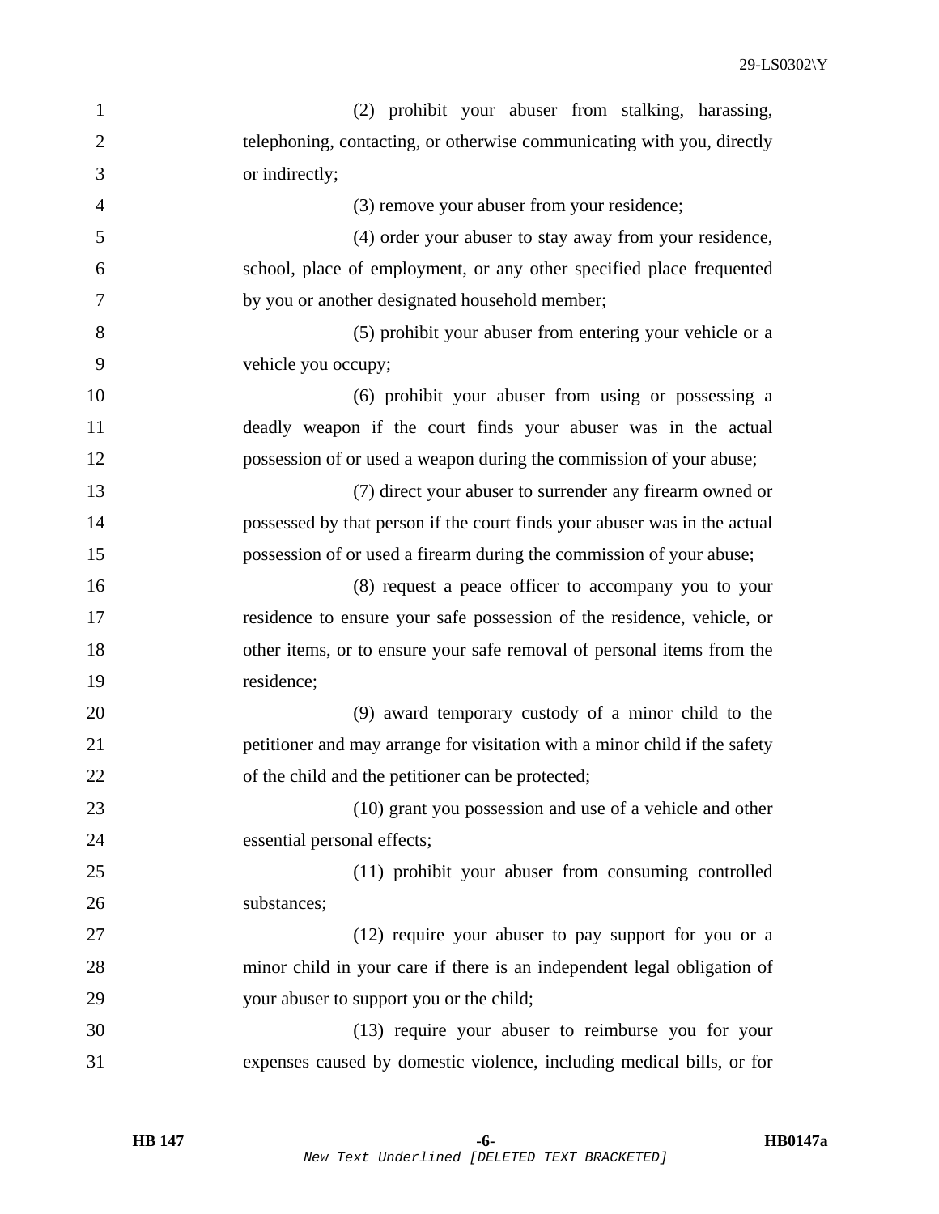(2) prohibit your abuser from stalking, harassing, telephoning, contacting, or otherwise communicating with you, directly or indirectly;

(3) remove your abuser from your residence;

(4) order your abuser to stay away from your residence, school, place of employment, or any other specified place frequented by you or another designated household member;

(5) prohibit your abuser from entering your vehicle or a vehicle you occupy;

(6) prohibit your abuser from using or possessing a deadly weapon if the court finds your abuser was in the actual possession of or used a weapon during the commission of your abuse;

(7) direct your abuser to surrender any firearm owned or possessed by that person if the court finds your abuser was in the actual possession of or used a firearm during the commission of your abuse;

(8) request a peace officer to accompany you to your residence to ensure your safe possession of the residence, vehicle, or other items, or to ensure your safe removal of personal items from the residence;

(9) award temporary custody of a minor child to the petitioner and may arrange for visitation with a minor child if the safety of the child and the petitioner can be protected;

(10) grant you possession and use of a vehicle and other essential personal effects;

(11) prohibit your abuser from consuming controlled substances;

(12) require your abuser to pay support for you or a minor child in your care if there is an independent legal obligation of your abuser to support you or the child;

(13) require your abuser to reimburse you for your expenses caused by domestic violence, including medical bills, or for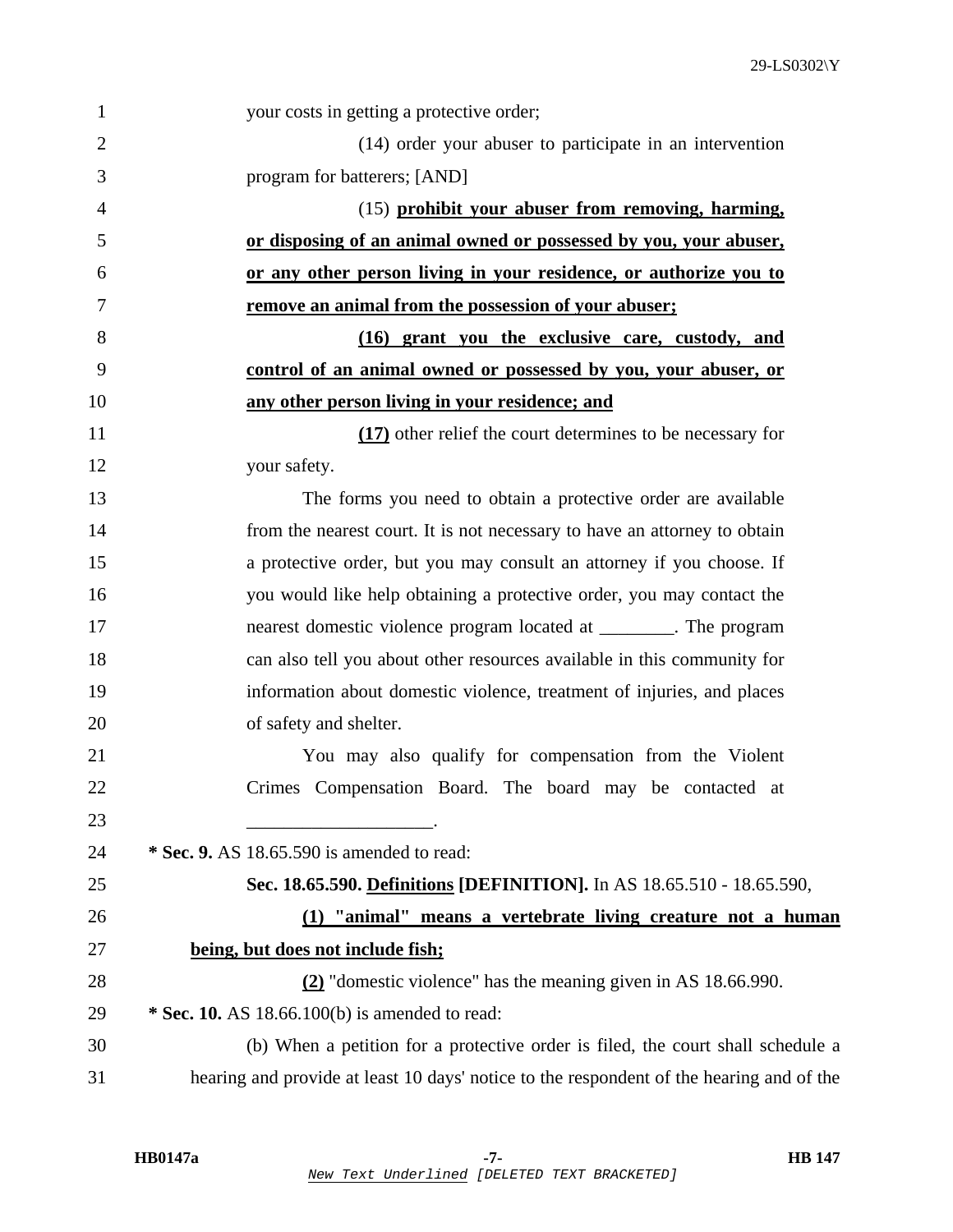your costs in getting a protective order;

(14) order your abuser to participate in an intervention program for batterers; [AND]

(15) **prohibit your abuser from removing, harming, or disposing of an animal owned or possessed by you, your abuser, or any other person living in your residence, or authorize you to remove an animal from the possession of your abuser;**

**(16) grant you the exclusive care, custody, and control of an animal owned or possessed by you, your abuser, or any other person living in your residence; and**

**(17)** other relief the court determines to be necessary for your safety.

The forms you need to obtain a protective order are available from the nearest court. It is not necessary to have an attorney to obtain a protective order, but you may consult an attorney if you choose. If you would like help obtaining a protective order, you may contact the nearest domestic violence program located at ________. The program can also tell you about other resources available in this community for information about domestic violence, treatment of injuries, and places of safety and shelter.

You may also qualify for compensation from the Violent Crimes Compensation Board. The board may be contacted at ____________________.

**\* Sec. 9.** AS 18.65.590 is amended to read:

**Sec. 18.65.590. Definitions [DEFINITION].** In AS 18.65.510 - 18.65.590,

**(1) "animal" means a vertebrate living creature not a human being, but does not include fish;**

**(2)** "domestic violence" has the meaning given in AS 18.66.990.

**\* Sec. 10.** AS 18.66.100(b) is amended to read:

(b) When a petition for a protective order is filed, the court shall schedule a hearing and provide at least 10 days' notice to the respondent of the hearing and of the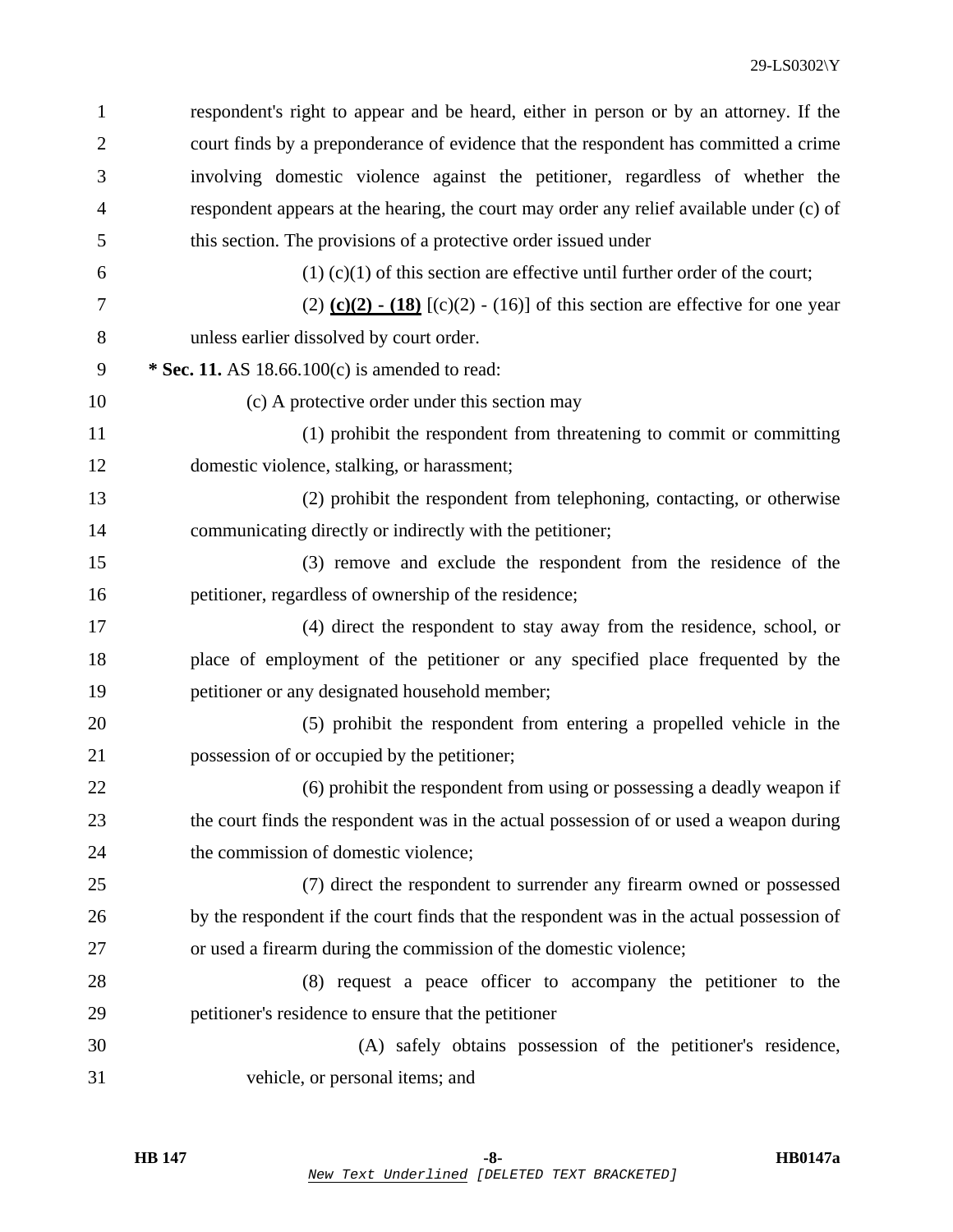respondent's right to appear and be heard, either in person or by an attorney. If the court finds by a preponderance of evidence that the respondent has committed a crime involving domestic violence against the petitioner, regardless of whether the respondent appears at the hearing, the court may order any relief available under (c) of this section. The provisions of a protective order issued under

(1) (c)(1) of this section are effective until further order of the court;

(2) **<u>(c)(2) - (18)</u>** [(c)(2) - (16)] of this section are effective for one year unless earlier dissolved by court order.

**\* Sec. 11.** AS 18.66.100(c) is amended to read:

(c) A protective order under this section may

(1) prohibit the respondent from threatening to commit or committing domestic violence, stalking, or harassment;

(2) prohibit the respondent from telephoning, contacting, or otherwise communicating directly or indirectly with the petitioner;

(3) remove and exclude the respondent from the residence of the petitioner, regardless of ownership of the residence;

(4) direct the respondent to stay away from the residence, school, or place of employment of the petitioner or any specified place frequented by the petitioner or any designated household member;

(5) prohibit the respondent from entering a propelled vehicle in the possession of or occupied by the petitioner;

(6) prohibit the respondent from using or possessing a deadly weapon if the court finds the respondent was in the actual possession of or used a weapon during the commission of domestic violence;

(7) direct the respondent to surrender any firearm owned or possessed by the respondent if the court finds that the respondent was in the actual possession of or used a firearm during the commission of the domestic violence;

(8) request a peace officer to accompany the petitioner to the petitioner's residence to ensure that the petitioner

(A) safely obtains possession of the petitioner's residence, vehicle, or personal items; and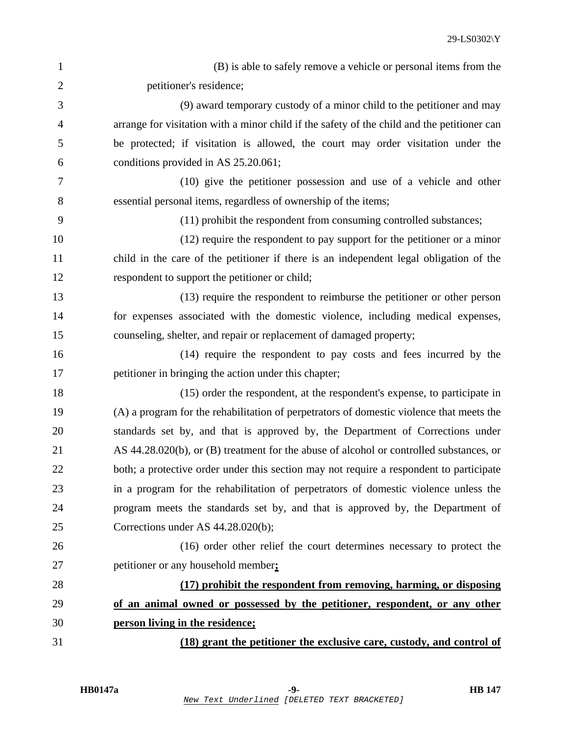(B) is able to safely remove a vehicle or personal items from the petitioner's residence;

(9) award temporary custody of a minor child to the petitioner and may arrange for visitation with a minor child if the safety of the child and the petitioner can be protected; if visitation is allowed, the court may order visitation under the conditions provided in AS 25.20.061;

(10) give the petitioner possession and use of a vehicle and other essential personal items, regardless of ownership of the items;

(11) prohibit the respondent from consuming controlled substances;

(12) require the respondent to pay support for the petitioner or a minor child in the care of the petitioner if there is an independent legal obligation of the respondent to support the petitioner or child;

(13) require the respondent to reimburse the petitioner or other person for expenses associated with the domestic violence, including medical expenses, counseling, shelter, and repair or replacement of damaged property;

(14) require the respondent to pay costs and fees incurred by the petitioner in bringing the action under this chapter;

(15) order the respondent, at the respondent's expense, to participate in (A) a program for the rehabilitation of perpetrators of domestic violence that meets the standards set by, and that is approved by, the Department of Corrections under AS 44.28.020(b), or (B) treatment for the abuse of alcohol or controlled substances, or both; a protective order under this section may not require a respondent to participate in a program for the rehabilitation of perpetrators of domestic violence unless the program meets the standards set by, and that is approved by, the Department of Corrections under AS 44.28.020(b);

(16) order other relief the court determines necessary to protect the petitioner or any household member**;**

**(17) prohibit the respondent from removing, harming, or disposing of an animal owned or possessed by the petitioner, respondent, or any other person living in the residence;**

**(18) grant the petitioner the exclusive care, custody, and control of**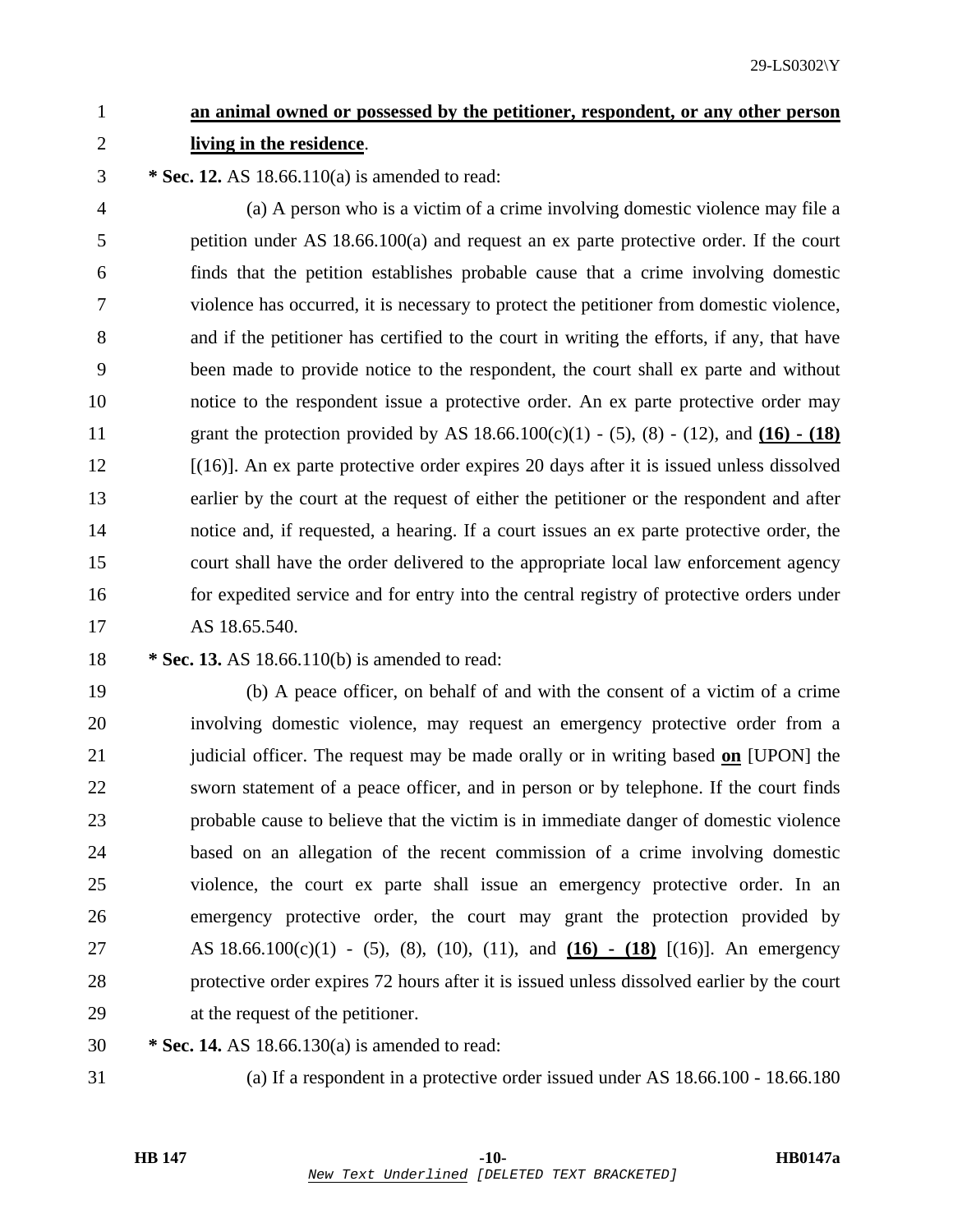**an animal owned or possessed by the petitioner, respondent, or any other person living in the residence**.

**\* Sec. 12.** AS 18.66.110(a) is amended to read:

(a) A person who is a victim of a crime involving domestic violence may file a petition under AS 18.66.100(a) and request an ex parte protective order. If the court finds that the petition establishes probable cause that a crime involving domestic violence has occurred, it is necessary to protect the petitioner from domestic violence, and if the petitioner has certified to the court in writing the efforts, if any, that have been made to provide notice to the respondent, the court shall ex parte and without notice to the respondent issue a protective order. An ex parte protective order may grant the protection provided by AS 18.66.100(c)(1) - (5), (8) - (12), and **(16) - (18)** [(16)]. An ex parte protective order expires 20 days after it is issued unless dissolved earlier by the court at the request of either the petitioner or the respondent and after notice and, if requested, a hearing. If a court issues an ex parte protective order, the court shall have the order delivered to the appropriate local law enforcement agency for expedited service and for entry into the central registry of protective orders under AS 18.65.540.

**\* Sec. 13.** AS 18.66.110(b) is amended to read:

(b) A peace officer, on behalf of and with the consent of a victim of a crime involving domestic violence, may request an emergency protective order from a judicial officer. The request may be made orally or in writing based **on** [UPON] the sworn statement of a peace officer, and in person or by telephone. If the court finds probable cause to believe that the victim is in immediate danger of domestic violence based on an allegation of the recent commission of a crime involving domestic violence, the court ex parte shall issue an emergency protective order. In an emergency protective order, the court may grant the protection provided by AS 18.66.100(c)(1) - (5), (8), (10), (11), and **(16) - (18)** [(16)]. An emergency protective order expires 72 hours after it is issued unless dissolved earlier by the court at the request of the petitioner.

**\* Sec. 14.** AS 18.66.130(a) is amended to read:

(a) If a respondent in a protective order issued under AS 18.66.100 - 18.66.180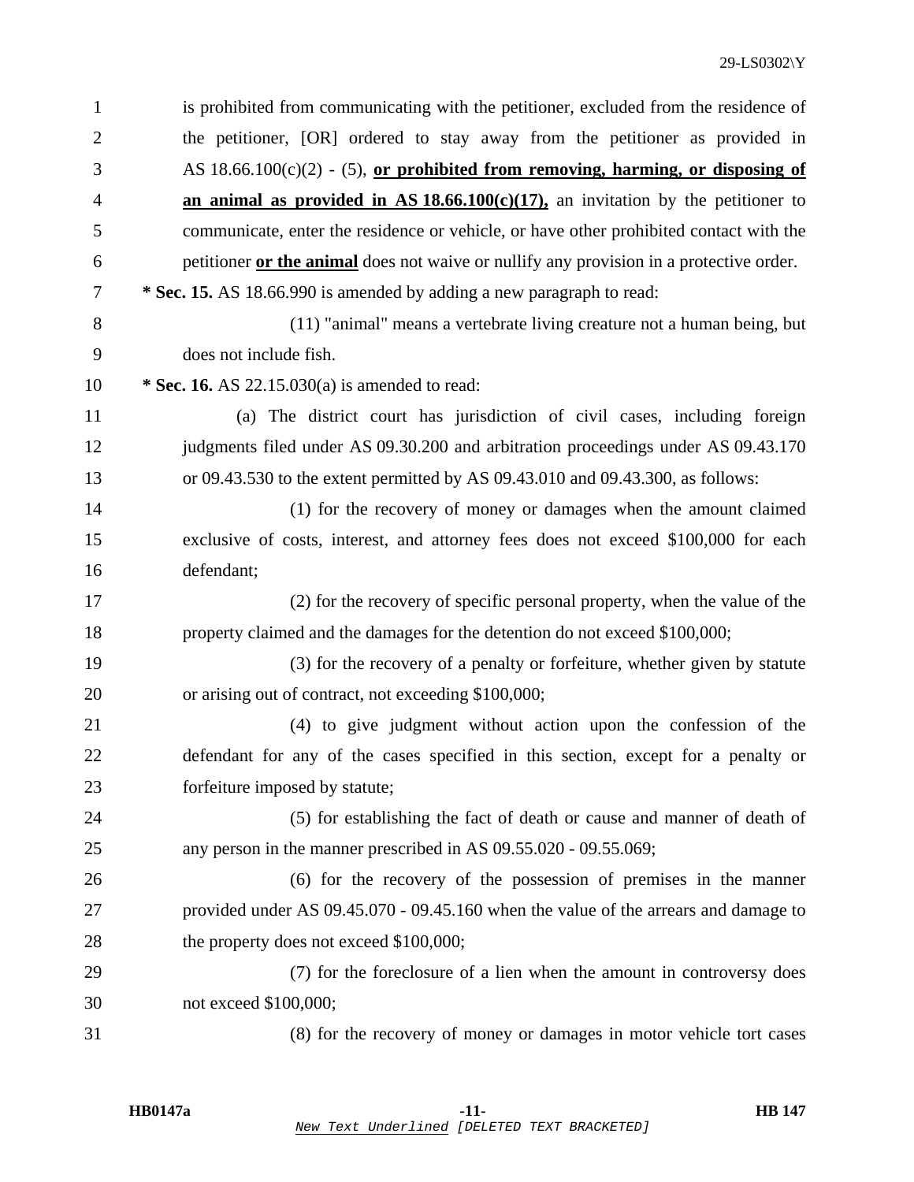is prohibited from communicating with the petitioner, excluded from the residence of the petitioner, [OR] ordered to stay away from the petitioner as provided in AS 18.66.100(c)(2) - (5), **or prohibited from removing, harming, or disposing of an animal as provided in AS 18.66.100(c)(17),** an invitation by the petitioner to communicate, enter the residence or vehicle, or have other prohibited contact with the petitioner **or the animal** does not waive or nullify any provision in a protective order.

**\* Sec. 15.** AS 18.66.990 is amended by adding a new paragraph to read:

(11) "animal" means a vertebrate living creature not a human being, but does not include fish.

**\* Sec. 16.** AS 22.15.030(a) is amended to read:

(a) The district court has jurisdiction of civil cases, including foreign judgments filed under AS 09.30.200 and arbitration proceedings under AS 09.43.170 or 09.43.530 to the extent permitted by AS 09.43.010 and 09.43.300, as follows:

(1) for the recovery of money or damages when the amount claimed exclusive of costs, interest, and attorney fees does not exceed $100,000 for each defendant;

(2) for the recovery of specific personal property, when the value of the property claimed and the damages for the detention do not exceed $100,000;

(3) for the recovery of a penalty or forfeiture, whether given by statute or arising out of contract, not exceeding $100,000;

(4) to give judgment without action upon the confession of the defendant for any of the cases specified in this section, except for a penalty or forfeiture imposed by statute;

(5) for establishing the fact of death or cause and manner of death of any person in the manner prescribed in AS 09.55.020 - 09.55.069;

(6) for the recovery of the possession of premises in the manner provided under AS 09.45.070 - 09.45.160 when the value of the arrears and damage to the property does not exceed $100,000;

(7) for the foreclosure of a lien when the amount in controversy does not exceed $100,000;

(8) for the recovery of money or damages in motor vehicle tort cases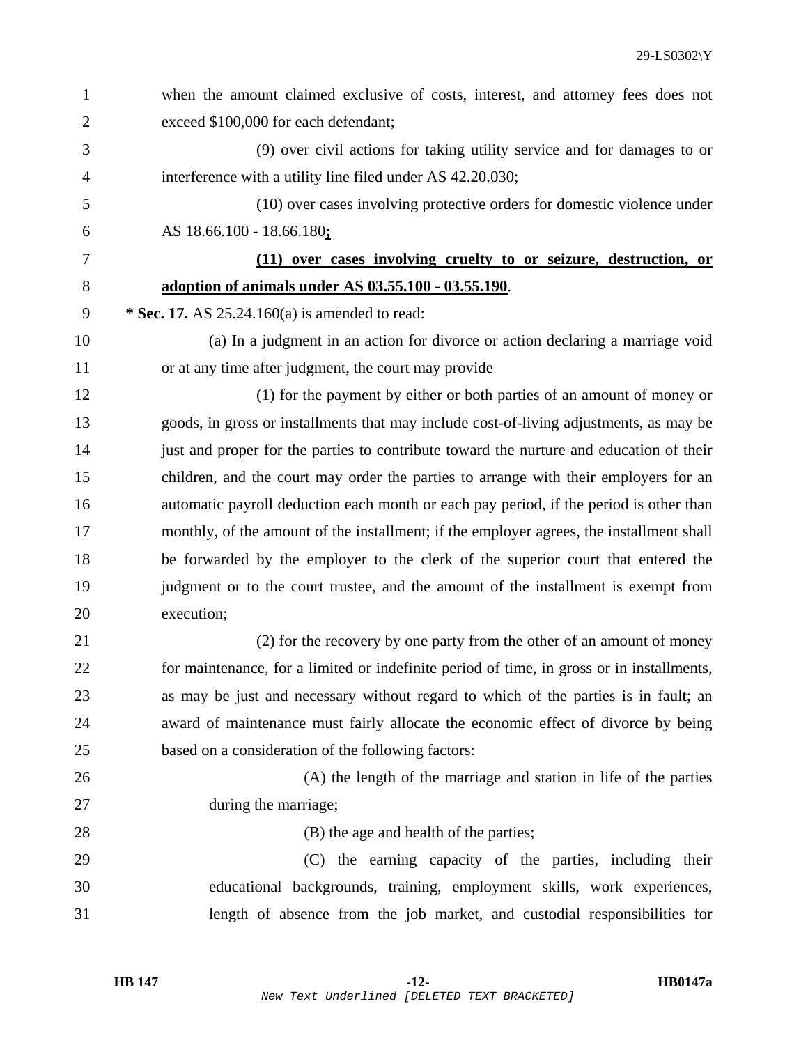when the amount claimed exclusive of costs, interest, and attorney fees does not exceed $100,000 for each defendant;

(9) over civil actions for taking utility service and for damages to or interference with a utility line filed under AS 42.20.030;

(10) over cases involving protective orders for domestic violence under AS 18.66.100 - 18.66.180**;**

**(11) over cases involving cruelty to or seizure, destruction, or adoption of animals under AS 03.55.100 - 03.55.190**.

**\* Sec. 17.** AS 25.24.160(a) is amended to read:

(a) In a judgment in an action for divorce or action declaring a marriage void or at any time after judgment, the court may provide

(1) for the payment by either or both parties of an amount of money or goods, in gross or installments that may include cost-of-living adjustments, as may be just and proper for the parties to contribute toward the nurture and education of their children, and the court may order the parties to arrange with their employers for an automatic payroll deduction each month or each pay period, if the period is other than monthly, of the amount of the installment; if the employer agrees, the installment shall be forwarded by the employer to the clerk of the superior court that entered the judgment or to the court trustee, and the amount of the installment is exempt from execution;

(2) for the recovery by one party from the other of an amount of money for maintenance, for a limited or indefinite period of time, in gross or in installments, as may be just and necessary without regard to which of the parties is in fault; an award of maintenance must fairly allocate the economic effect of divorce by being based on a consideration of the following factors:

(A) the length of the marriage and station in life of the parties during the marriage;

(B) the age and health of the parties;

(C) the earning capacity of the parties, including their educational backgrounds, training, employment skills, work experiences, length of absence from the job market, and custodial responsibilities for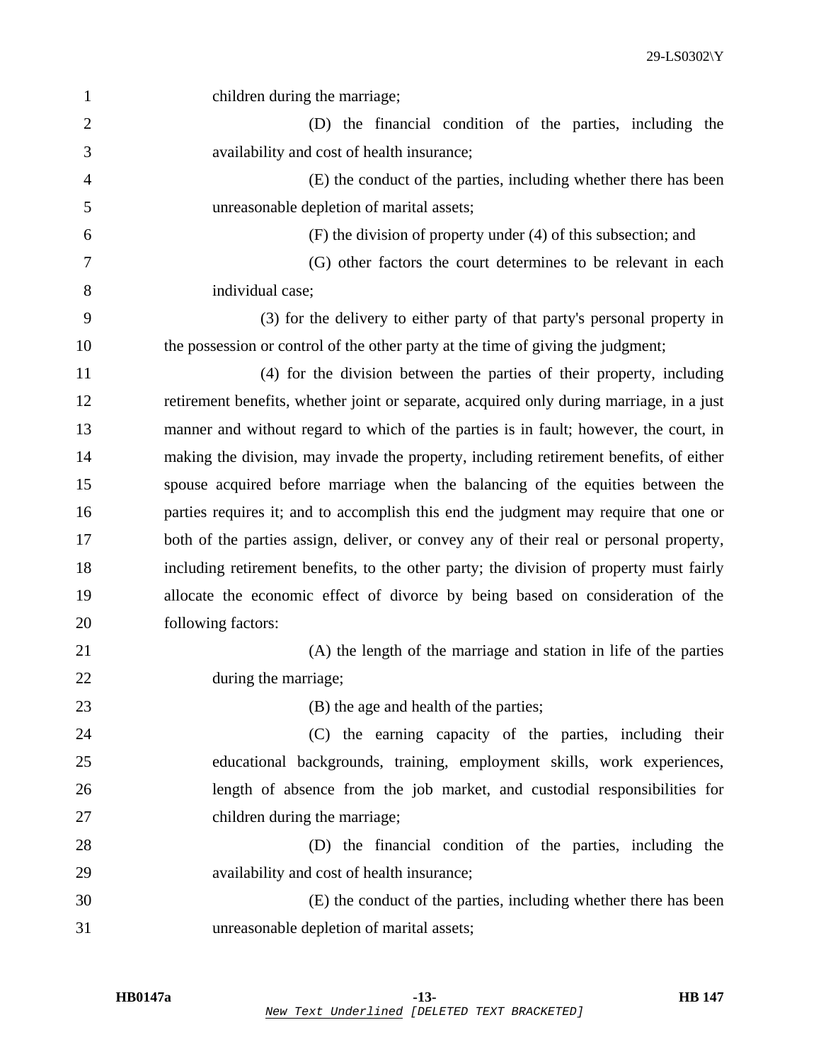children during the marriage;

(D) the financial condition of the parties, including the availability and cost of health insurance;

(E) the conduct of the parties, including whether there has been unreasonable depletion of marital assets;

(F) the division of property under (4) of this subsection; and

(G) other factors the court determines to be relevant in each individual case;

(3) for the delivery to either party of that party's personal property in the possession or control of the other party at the time of giving the judgment;

(4) for the division between the parties of their property, including retirement benefits, whether joint or separate, acquired only during marriage, in a just manner and without regard to which of the parties is in fault; however, the court, in making the division, may invade the property, including retirement benefits, of either spouse acquired before marriage when the balancing of the equities between the parties requires it; and to accomplish this end the judgment may require that one or both of the parties assign, deliver, or convey any of their real or personal property, including retirement benefits, to the other party; the division of property must fairly allocate the economic effect of divorce by being based on consideration of the following factors:

(A) the length of the marriage and station in life of the parties during the marriage;

(B) the age and health of the parties;

(C) the earning capacity of the parties, including their educational backgrounds, training, employment skills, work experiences, length of absence from the job market, and custodial responsibilities for children during the marriage;

(D) the financial condition of the parties, including the availability and cost of health insurance;

(E) the conduct of the parties, including whether there has been unreasonable depletion of marital assets;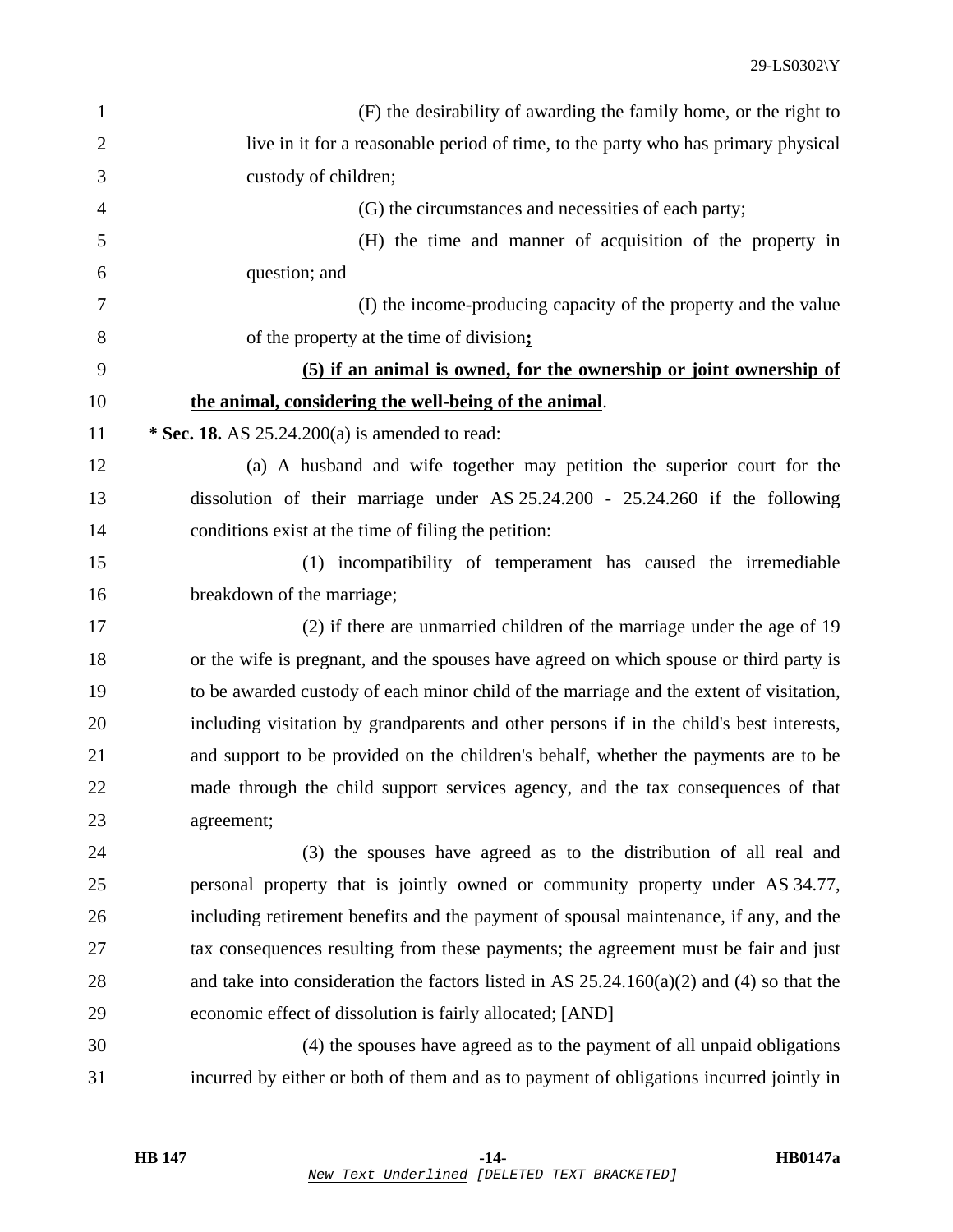(F) the desirability of awarding the family home, or the right to live in it for a reasonable period of time, to the party who has primary physical custody of children;

(G) the circumstances and necessities of each party;

(H) the time and manner of acquisition of the property in question; and

(I) the income-producing capacity of the property and the value of the property at the time of division<u>**;**</u>

<u>**(5) if an animal is owned, for the ownership or joint ownership of the animal, considering the well-being of the animal**</u>.

**\* Sec. 18.** AS 25.24.200(a) is amended to read:

(a) A husband and wife together may petition the superior court for the dissolution of their marriage under AS 25.24.200 - 25.24.260 if the following conditions exist at the time of filing the petition:

(1) incompatibility of temperament has caused the irremediable breakdown of the marriage;

(2) if there are unmarried children of the marriage under the age of 19 or the wife is pregnant, and the spouses have agreed on which spouse or third party is to be awarded custody of each minor child of the marriage and the extent of visitation, including visitation by grandparents and other persons if in the child's best interests, and support to be provided on the children's behalf, whether the payments are to be made through the child support services agency, and the tax consequences of that agreement;

(3) the spouses have agreed as to the distribution of all real and personal property that is jointly owned or community property under AS 34.77, including retirement benefits and the payment of spousal maintenance, if any, and the tax consequences resulting from these payments; the agreement must be fair and just and take into consideration the factors listed in AS 25.24.160(a)(2) and (4) so that the economic effect of dissolution is fairly allocated; [AND]

(4) the spouses have agreed as to the payment of all unpaid obligations incurred by either or both of them and as to payment of obligations incurred jointly in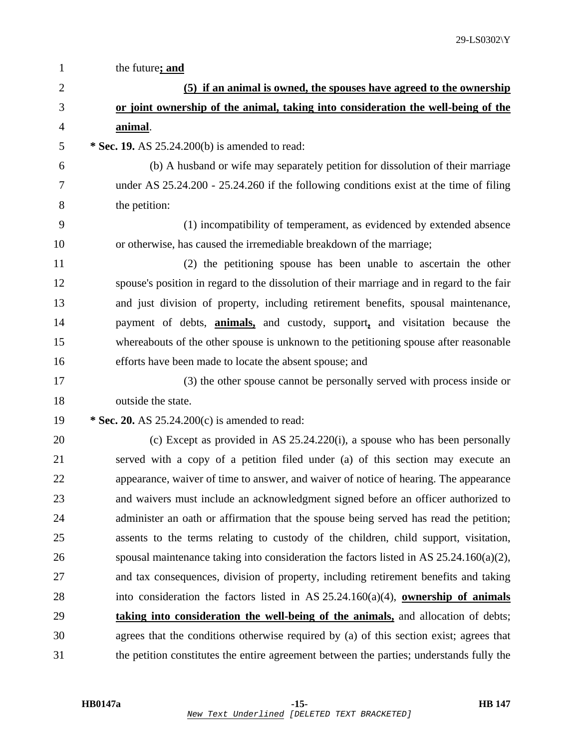the future**; and**

**(5) if an animal is owned, the spouses have agreed to the ownership or joint ownership of the animal, taking into consideration the well-being of the animal**.

**\* Sec. 19.** AS 25.24.200(b) is amended to read:

(b) A husband or wife may separately petition for dissolution of their marriage under AS 25.24.200 - 25.24.260 if the following conditions exist at the time of filing the petition:

(1) incompatibility of temperament, as evidenced by extended absence or otherwise, has caused the irremediable breakdown of the marriage;

(2) the petitioning spouse has been unable to ascertain the other spouse's position in regard to the dissolution of their marriage and in regard to the fair and just division of property, including retirement benefits, spousal maintenance, payment of debts, **animals,** and custody, support**,** and visitation because the whereabouts of the other spouse is unknown to the petitioning spouse after reasonable efforts have been made to locate the absent spouse; and

(3) the other spouse cannot be personally served with process inside or outside the state.

**\* Sec. 20.** AS 25.24.200(c) is amended to read:

(c) Except as provided in AS 25.24.220(i), a spouse who has been personally served with a copy of a petition filed under (a) of this section may execute an appearance, waiver of time to answer, and waiver of notice of hearing. The appearance and waivers must include an acknowledgment signed before an officer authorized to administer an oath or affirmation that the spouse being served has read the petition; assents to the terms relating to custody of the children, child support, visitation, spousal maintenance taking into consideration the factors listed in AS 25.24.160(a)(2), and tax consequences, division of property, including retirement benefits and taking into consideration the factors listed in AS 25.24.160(a)(4), **ownership of animals taking into consideration the well-being of the animals,** and allocation of debts; agrees that the conditions otherwise required by (a) of this section exist; agrees that the petition constitutes the entire agreement between the parties; understands fully the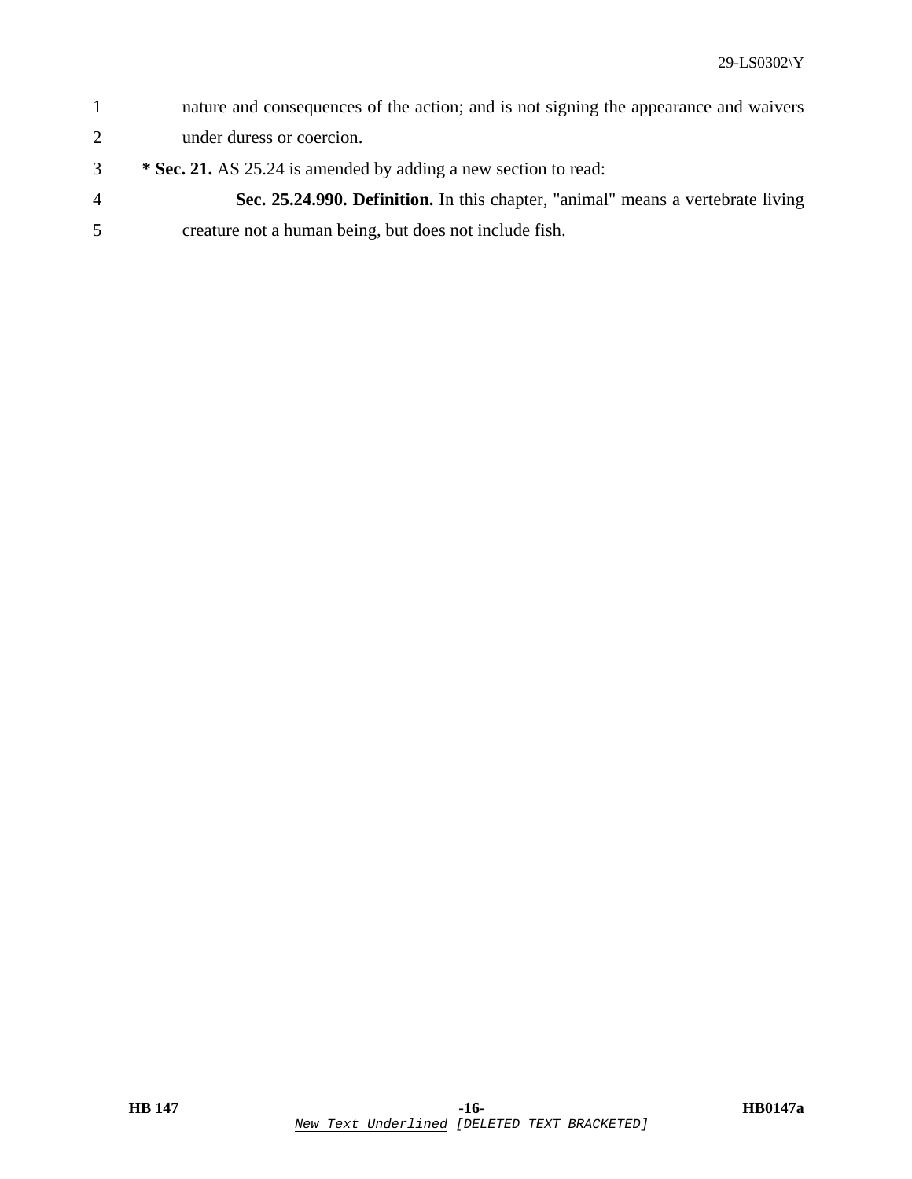nature and consequences of the action; and is not signing the appearance and waivers under duress or coercion.

**\* Sec. 21.** AS 25.24 is amended by adding a new section to read:

**Sec. 25.24.990. Definition.** In this chapter, "animal" means a vertebrate living creature not a human being, but does not include fish.